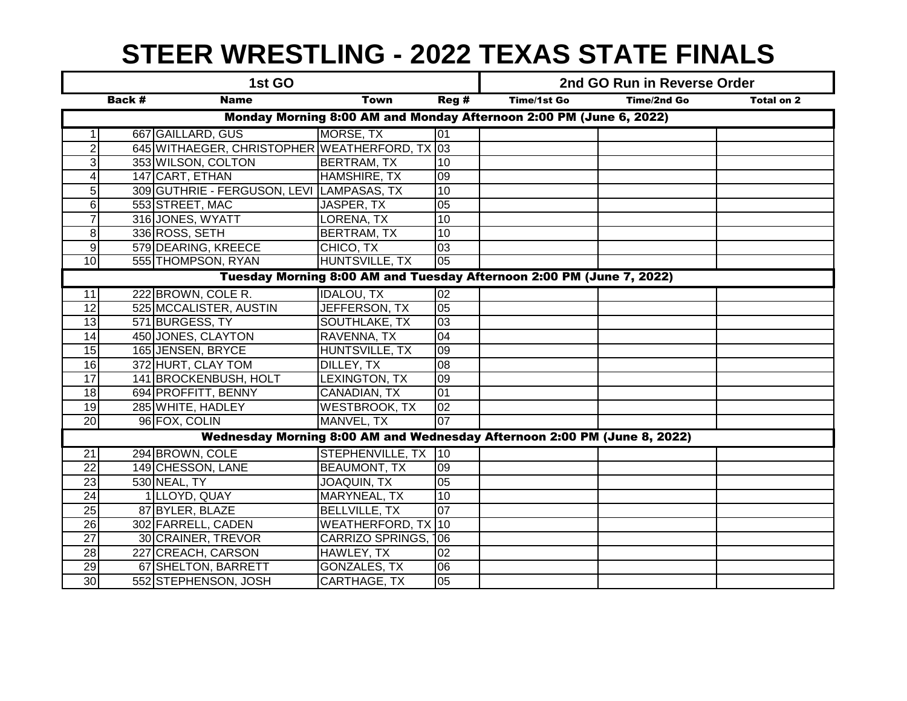# STEER WRESTLING - 2022 TEXAS STATE FINALS

| 1st GO | | | | | 2nd GO Run in Reverse Order | | |
|---|---|---|---|---|---|---|---|
| | Back # | Name | Town | Reg # | Time/1st Go | Time/2nd Go | Total on 2 |
| **Monday Morning 8:00 AM and Monday Afternoon 2:00 PM (June 6, 2022)** | | | | | | | |
| 1 | 667 | GAILLARD, GUS | MORSE, TX | 01 | | | |
| 2 | 645 | WITHAEGER, CHRISTOPHER | WEATHERFORD, TX | 03 | | | |
| 3 | 353 | WILSON, COLTON | BERTRAM, TX | 10 | | | |
| 4 | 147 | CART, ETHAN | HAMSHIRE, TX | 09 | | | |
| 5 | 309 | GUTHRIE - FERGUSON, LEVI | LAMPASAS, TX | 10 | | | |
| 6 | 553 | STREET, MAC | JASPER, TX | 05 | | | |
| 7 | 316 | JONES, WYATT | LORENA, TX | 10 | | | |
| 8 | 336 | ROSS, SETH | BERTRAM, TX | 10 | | | |
| 9 | 579 | DEARING, KREECE | CHICO, TX | 03 | | | |
| 10 | 555 | THOMPSON, RYAN | HUNTSVILLE, TX | 05 | | | |
| **Tuesday Morning 8:00 AM and Tuesday Afternoon 2:00 PM (June 7, 2022)** | | | | | | | |
| 11 | 222 | BROWN, COLE R. | IDALOU, TX | 02 | | | |
| 12 | 525 | MCCALISTER, AUSTIN | JEFFERSON, TX | 05 | | | |
| 13 | 571 | BURGESS, TY | SOUTHLAKE, TX | 03 | | | |
| 14 | 450 | JONES, CLAYTON | RAVENNA, TX | 04 | | | |
| 15 | 165 | JENSEN, BRYCE | HUNTSVILLE, TX | 09 | | | |
| 16 | 372 | HURT, CLAY TOM | DILLEY, TX | 08 | | | |
| 17 | 141 | BROCKENBUSH, HOLT | LEXINGTON, TX | 09 | | | |
| 18 | 694 | PROFFITT, BENNY | CANADIAN, TX | 01 | | | |
| 19 | 285 | WHITE, HADLEY | WESTBROOK, TX | 02 | | | |
| 20 | 96 | FOX, COLIN | MANVEL, TX | 07 | | | |
| **Wednesday Morning 8:00 AM and Wednesday Afternoon 2:00 PM (June 8, 2022)** | | | | | | | |
| 21 | 294 | BROWN, COLE | STEPHENVILLE, TX | 10 | | | |
| 22 | 149 | CHESSON, LANE | BEAUMONT, TX | 09 | | | |
| 23 | 530 | NEAL, TY | JOAQUIN, TX | 05 | | | |
| 24 | 1 | LLOYD, QUAY | MARYNEAL, TX | 10 | | | |
| 25 | 87 | BYLER, BLAZE | BELLVILLE, TX | 07 | | | |
| 26 | 302 | FARRELL, CADEN | WEATHERFORD, TX | 10 | | | |
| 27 | 30 | CRAINER, TREVOR | CARRIZO SPRINGS, T | 06 | | | |
| 28 | 227 | CREACH, CARSON | HAWLEY, TX | 02 | | | |
| 29 | 67 | SHELTON, BARRETT | GONZALES, TX | 06 | | | |
| 30 | 552 | STEPHENSON, JOSH | CARTHAGE, TX | 05 | | | |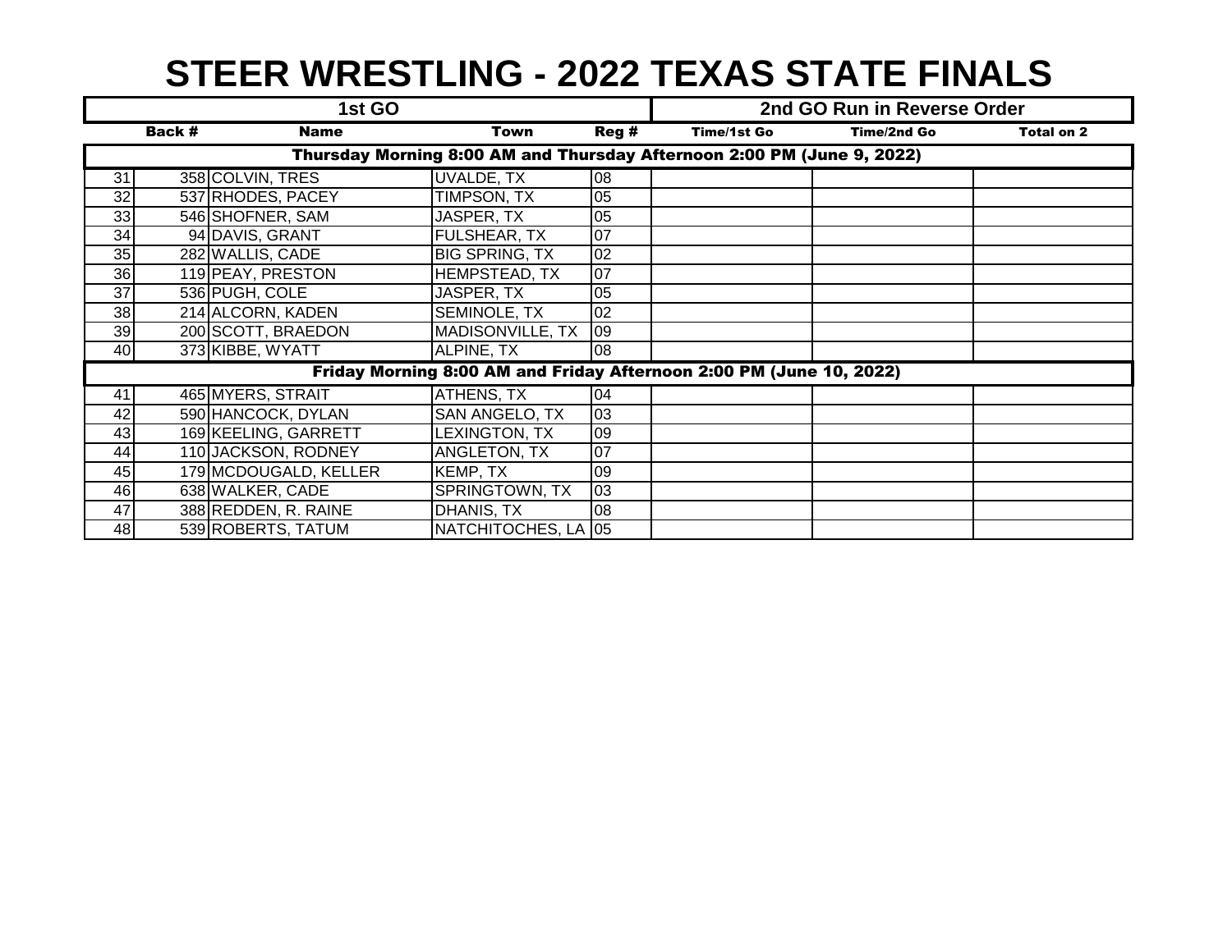# STEER WRESTLING - 2022 TEXAS STATE FINALS

| 1st GO | | | | | 2nd GO Run in Reverse Order | | |
|---|---|---|---|---|---|---|---|
| | Back # | Name | Town | Reg # | Time/1st Go | Time/2nd Go | Total on 2 |
| Thursday Morning 8:00 AM and Thursday Afternoon 2:00 PM (June 9, 2022) | | | | | | | |
| 31 | 358 | COLVIN, TRES | UVALDE, TX | 08 | | | |
| 32 | 537 | RHODES, PACEY | TIMPSON, TX | 05 | | | |
| 33 | 546 | SHOFNER, SAM | JASPER, TX | 05 | | | |
| 34 | 94 | DAVIS, GRANT | FULSHEAR, TX | 07 | | | |
| 35 | 282 | WALLIS, CADE | BIG SPRING, TX | 02 | | | |
| 36 | 119 | PEAY, PRESTON | HEMPSTEAD, TX | 07 | | | |
| 37 | 536 | PUGH, COLE | JASPER, TX | 05 | | | |
| 38 | 214 | ALCORN, KADEN | SEMINOLE, TX | 02 | | | |
| 39 | 200 | SCOTT, BRAEDON | MADISONVILLE, TX | 09 | | | |
| 40 | 373 | KIBBE, WYATT | ALPINE, TX | 08 | | | |
| Friday Morning 8:00 AM and Friday Afternoon 2:00 PM (June 10, 2022) | | | | | | | |
| 41 | 465 | MYERS, STRAIT | ATHENS, TX | 04 | | | |
| 42 | 590 | HANCOCK, DYLAN | SAN ANGELO, TX | 03 | | | |
| 43 | 169 | KEELING, GARRETT | LEXINGTON, TX | 09 | | | |
| 44 | 110 | JACKSON, RODNEY | ANGLETON, TX | 07 | | | |
| 45 | 179 | MCDOUGALD, KELLER | KEMP, TX | 09 | | | |
| 46 | 638 | WALKER, CADE | SPRINGTOWN, TX | 03 | | | |
| 47 | 388 | REDDEN, R. RAINE | DHANIS, TX | 08 | | | |
| 48 | 539 | ROBERTS, TATUM | NATCHITOCHES, LA | 05 | | | |